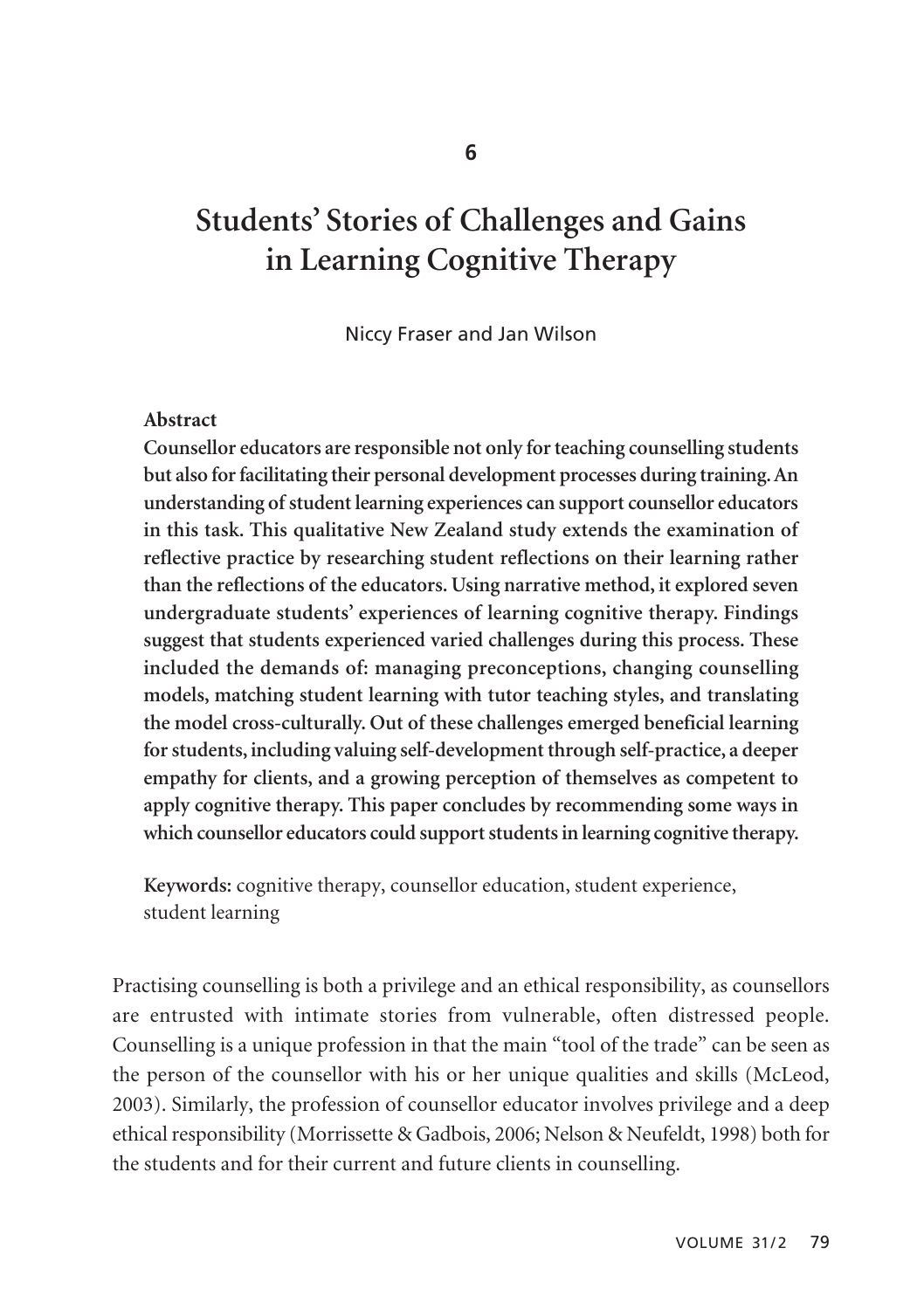6

# Students' Stories of Challenges and Gains in Learning Cognitive Therapy

Niccy Fraser and Jan Wilson

**Abstract**

**Counsellor educators are responsible not only for teaching counselling students but also for facilitating their personal development processes during training. An understanding of student learning experiences can support counsellor educators in this task. This qualitative New Zealand study extends the examination of reflective practice by researching student reflections on their learning rather than the reflections of the educators. Using narrative method, it explored seven undergraduate students' experiences of learning cognitive therapy. Findings suggest that students experienced varied challenges during this process. These included the demands of: managing preconceptions, changing counselling models, matching student learning with tutor teaching styles, and translating the model cross-culturally. Out of these challenges emerged beneficial learning for students, including valuing self-development through self-practice, a deeper empathy for clients, and a growing perception of themselves as competent to apply cognitive therapy. This paper concludes by recommending some ways in which counsellor educators could support students in learning cognitive therapy.**

**Keywords:** cognitive therapy, counsellor education, student experience, student learning

Practising counselling is both a privilege and an ethical responsibility, as counsellors are entrusted with intimate stories from vulnerable, often distressed people. Counselling is a unique profession in that the main "tool of the trade" can be seen as the person of the counsellor with his or her unique qualities and skills (McLeod, 2003). Similarly, the profession of counsellor educator involves privilege and a deep ethical responsibility (Morrissette & Gadbois, 2006; Nelson & Neufeldt, 1998) both for the students and for their current and future clients in counselling.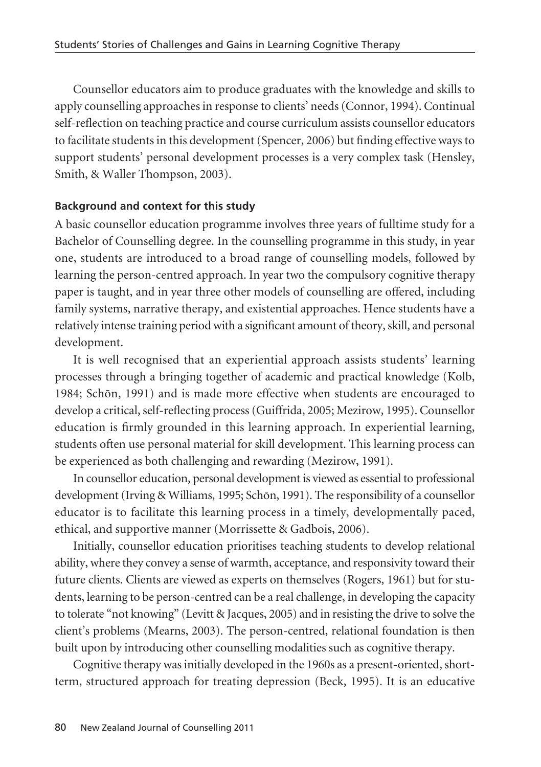Counsellor educators aim to produce graduates with the knowledge and skills to apply counselling approaches in response to clients' needs (Connor, 1994). Continual self-reflection on teaching practice and course curriculum assists counsellor educators to facilitate students in this development (Spencer, 2006) but finding effective ways to support students' personal development processes is a very complex task (Hensley, Smith, & Waller Thompson, 2003).

### Background and context for this study

A basic counsellor education programme involves three years of fulltime study for a Bachelor of Counselling degree. In the counselling programme in this study, in year one, students are introduced to a broad range of counselling models, followed by learning the person-centred approach. In year two the compulsory cognitive therapy paper is taught, and in year three other models of counselling are offered, including family systems, narrative therapy, and existential approaches. Hence students have a relatively intense training period with a significant amount of theory, skill, and personal development.

It is well recognised that an experiential approach assists students' learning processes through a bringing together of academic and practical knowledge (Kolb, 1984; Schōn, 1991) and is made more effective when students are encouraged to develop a critical, self-reflecting process (Guiffrida, 2005; Mezirow, 1995). Counsellor education is firmly grounded in this learning approach. In experiential learning, students often use personal material for skill development. This learning process can be experienced as both challenging and rewarding (Mezirow, 1991).

In counsellor education, personal development is viewed as essential to professional development (Irving & Williams, 1995; Schōn, 1991). The responsibility of a counsellor educator is to facilitate this learning process in a timely, developmentally paced, ethical, and supportive manner (Morrissette & Gadbois, 2006).

Initially, counsellor education prioritises teaching students to develop relational ability, where they convey a sense of warmth, acceptance, and responsivity toward their future clients. Clients are viewed as experts on themselves (Rogers, 1961) but for students, learning to be person-centred can be a real challenge, in developing the capacity to tolerate "not knowing" (Levitt & Jacques, 2005) and in resisting the drive to solve the client's problems (Mearns, 2003). The person-centred, relational foundation is then built upon by introducing other counselling modalities such as cognitive therapy.

Cognitive therapy was initially developed in the 1960s as a present-oriented, short-term, structured approach for treating depression (Beck, 1995). It is an educative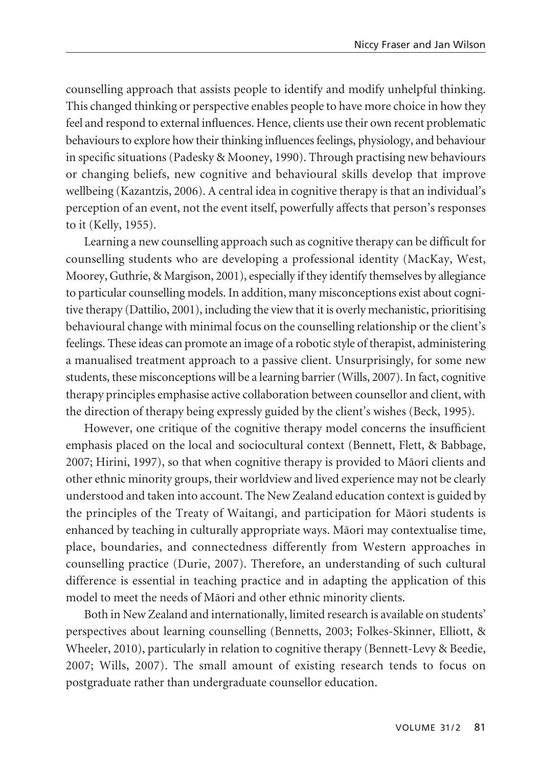counselling approach that assists people to identify and modify unhelpful thinking. This changed thinking or perspective enables people to have more choice in how they feel and respond to external influences. Hence, clients use their own recent problematic behaviours to explore how their thinking influences feelings, physiology, and behaviour in specific situations (Padesky & Mooney, 1990). Through practising new behaviours or changing beliefs, new cognitive and behavioural skills develop that improve wellbeing (Kazantzis, 2006). A central idea in cognitive therapy is that an individual's perception of an event, not the event itself, powerfully affects that person's responses to it (Kelly, 1955).

Learning a new counselling approach such as cognitive therapy can be difficult for counselling students who are developing a professional identity (MacKay, West, Moorey, Guthrie, & Margison, 2001), especially if they identify themselves by allegiance to particular counselling models. In addition, many misconceptions exist about cognitive therapy (Dattilio, 2001), including the view that it is overly mechanistic, prioritising behavioural change with minimal focus on the counselling relationship or the client's feelings. These ideas can promote an image of a robotic style of therapist, administering a manualised treatment approach to a passive client. Unsurprisingly, for some new students, these misconceptions will be a learning barrier (Wills, 2007). In fact, cognitive therapy principles emphasise active collaboration between counsellor and client, with the direction of therapy being expressly guided by the client's wishes (Beck, 1995).

However, one critique of the cognitive therapy model concerns the insufficient emphasis placed on the local and sociocultural context (Bennett, Flett, & Babbage, 2007; Hirini, 1997), so that when cognitive therapy is provided to Māori clients and other ethnic minority groups, their worldview and lived experience may not be clearly understood and taken into account. The New Zealand education context is guided by the principles of the Treaty of Waitangi, and participation for Māori students is enhanced by teaching in culturally appropriate ways. Māori may contextualise time, place, boundaries, and connectedness differently from Western approaches in counselling practice (Durie, 2007). Therefore, an understanding of such cultural difference is essential in teaching practice and in adapting the application of this model to meet the needs of Māori and other ethnic minority clients.

Both in New Zealand and internationally, limited research is available on students' perspectives about learning counselling (Bennetts, 2003; Folkes-Skinner, Elliott, & Wheeler, 2010), particularly in relation to cognitive therapy (Bennett-Levy & Beedie, 2007; Wills, 2007). The small amount of existing research tends to focus on postgraduate rather than undergraduate counsellor education.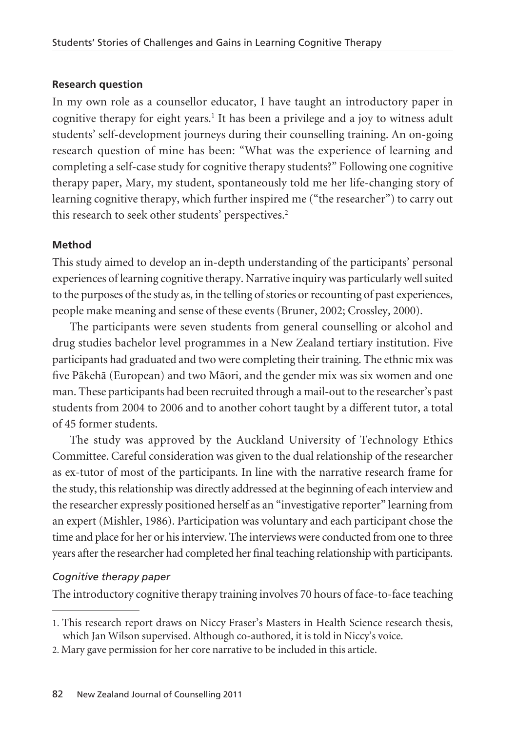### Research question

In my own role as a counsellor educator, I have taught an introductory paper in cognitive therapy for eight years.[1] It has been a privilege and a joy to witness adult students' self-development journeys during their counselling training. An on-going research question of mine has been: "What was the experience of learning and completing a self-case study for cognitive therapy students?" Following one cognitive therapy paper, Mary, my student, spontaneously told me her life-changing story of learning cognitive therapy, which further inspired me ("the researcher") to carry out this research to seek other students' perspectives.[2]

### Method

This study aimed to develop an in-depth understanding of the participants' personal experiences of learning cognitive therapy. Narrative inquiry was particularly well suited to the purposes of the study as, in the telling of stories or recounting of past experiences, people make meaning and sense of these events (Bruner, 2002; Crossley, 2000).

The participants were seven students from general counselling or alcohol and drug studies bachelor level programmes in a New Zealand tertiary institution. Five participants had graduated and two were completing their training. The ethnic mix was five Pākehā (European) and two Māori, and the gender mix was six women and one man. These participants had been recruited through a mail-out to the researcher's past students from 2004 to 2006 and to another cohort taught by a different tutor, a total of 45 former students.

The study was approved by the Auckland University of Technology Ethics Committee. Careful consideration was given to the dual relationship of the researcher as ex-tutor of most of the participants. In line with the narrative research frame for the study, this relationship was directly addressed at the beginning of each interview and the researcher expressly positioned herself as an "investigative reporter" learning from an expert (Mishler, 1986). Participation was voluntary and each participant chose the time and place for her or his interview. The interviews were conducted from one to three years after the researcher had completed her final teaching relationship with participants.

#### *Cognitive therapy paper*

The introductory cognitive therapy training involves 70 hours of face-to-face teaching

---

1. This research report draws on Niccy Fraser's Masters in Health Science research thesis, which Jan Wilson supervised. Although co-authored, it is told in Niccy's voice.
2. Mary gave permission for her core narrative to be included in this article.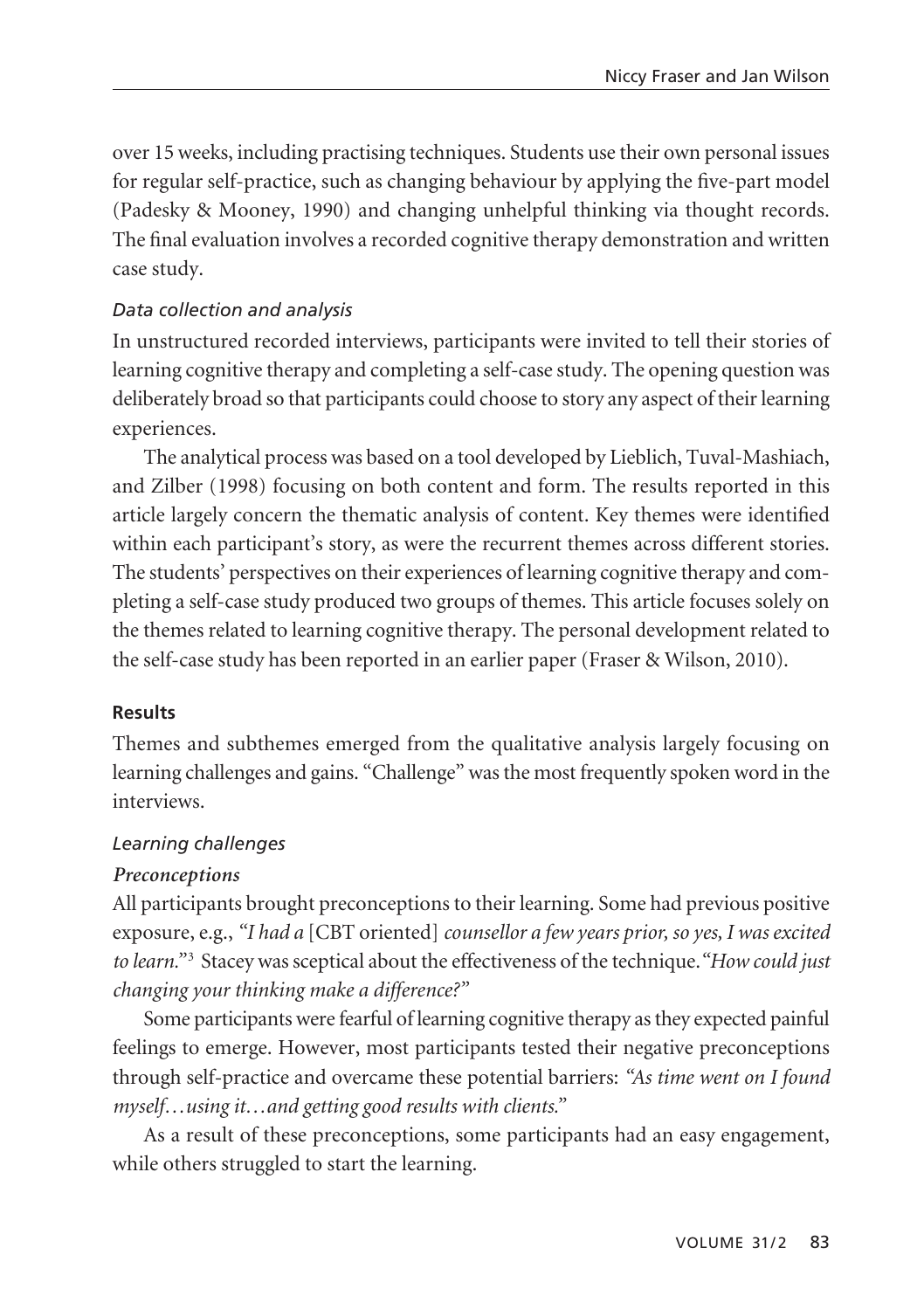over 15 weeks, including practising techniques. Students use their own personal issues for regular self-practice, such as changing behaviour by applying the five-part model (Padesky & Mooney, 1990) and changing unhelpful thinking via thought records. The final evaluation involves a recorded cognitive therapy demonstration and written case study.

### *Data collection and analysis*

In unstructured recorded interviews, participants were invited to tell their stories of learning cognitive therapy and completing a self-case study. The opening question was deliberately broad so that participants could choose to story any aspect of their learning experiences.

The analytical process was based on a tool developed by Lieblich, Tuval-Mashiach, and Zilber (1998) focusing on both content and form. The results reported in this article largely concern the thematic analysis of content. Key themes were identified within each participant's story, as were the recurrent themes across different stories. The students' perspectives on their experiences of learning cognitive therapy and completing a self-case study produced two groups of themes. This article focuses solely on the themes related to learning cognitive therapy. The personal development related to the self-case study has been reported in an earlier paper (Fraser & Wilson, 2010).

## Results

Themes and subthemes emerged from the qualitative analysis largely focusing on learning challenges and gains. "Challenge" was the most frequently spoken word in the interviews.

### *Learning challenges*

#### ***Preconceptions***

All participants brought preconceptions to their learning. Some had previous positive exposure, e.g., *"I had a* [CBT oriented] *counsellor a few years prior, so yes, I was excited to learn."*[3] Stacey was sceptical about the effectiveness of the technique. *"How could just changing your thinking make a difference?"*

Some participants were fearful of learning cognitive therapy as they expected painful feelings to emerge. However, most participants tested their negative preconceptions through self-practice and overcame these potential barriers: *"As time went on I found myself…using it…and getting good results with clients."*

As a result of these preconceptions, some participants had an easy engagement, while others struggled to start the learning.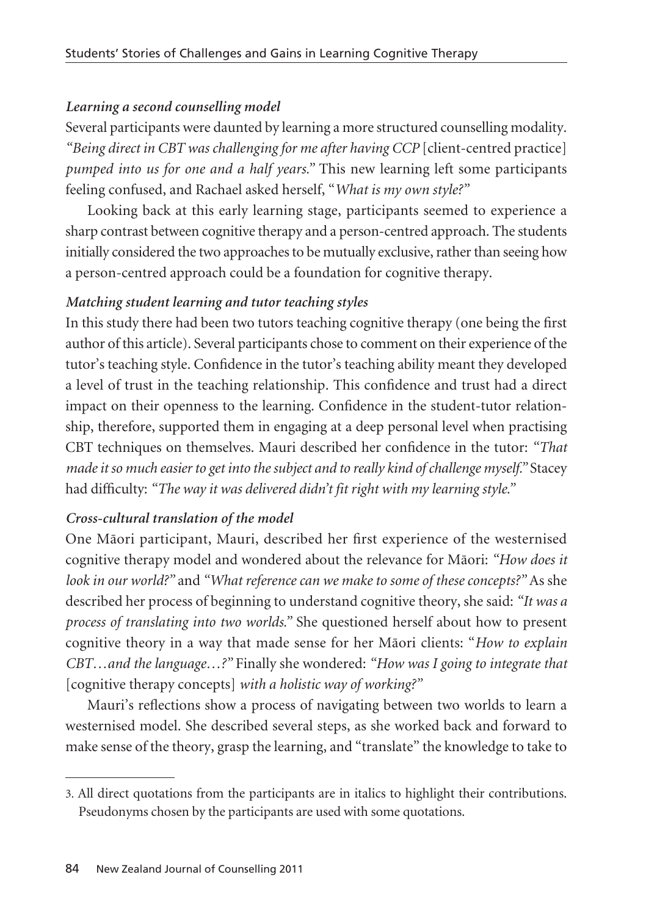### *Learning a second counselling model*

Several participants were daunted by learning a more structured counselling modality. *"Being direct in CBT was challenging for me after having CCP* [client-centred practice] *pumped into us for one and a half years."* This new learning left some participants feeling confused, and Rachael asked herself, "*What is my own style?*"

Looking back at this early learning stage, participants seemed to experience a sharp contrast between cognitive therapy and a person-centred approach. The students initially considered the two approaches to be mutually exclusive, rather than seeing how a person-centred approach could be a foundation for cognitive therapy.

### *Matching student learning and tutor teaching styles*

In this study there had been two tutors teaching cognitive therapy (one being the first author of this article). Several participants chose to comment on their experience of the tutor's teaching style. Confidence in the tutor's teaching ability meant they developed a level of trust in the teaching relationship. This confidence and trust had a direct impact on their openness to the learning. Confidence in the student-tutor relationship, therefore, supported them in engaging at a deep personal level when practising CBT techniques on themselves. Mauri described her confidence in the tutor: *"That made it so much easier to get into the subject and to really kind of challenge myself."* Stacey had difficulty: *"The way it was delivered didn't fit right with my learning style."*

### *Cross-cultural translation of the model*

One Māori participant, Mauri, described her first experience of the westernised cognitive therapy model and wondered about the relevance for Māori: *"How does it look in our world?"* and *"What reference can we make to some of these concepts?"* As she described her process of beginning to understand cognitive theory, she said: *"It was a process of translating into two worlds."* She questioned herself about how to present cognitive theory in a way that made sense for her Māori clients: "*How to explain CBT…and the language…?"* Finally she wondered: *"How was I going to integrate that* [cognitive therapy concepts] *with a holistic way of working?"*

Mauri's reflections show a process of navigating between two worlds to learn a westernised model. She described several steps, as she worked back and forward to make sense of the theory, grasp the learning, and "translate" the knowledge to take to

---

3. All direct quotations from the participants are in italics to highlight their contributions. Pseudonyms chosen by the participants are used with some quotations.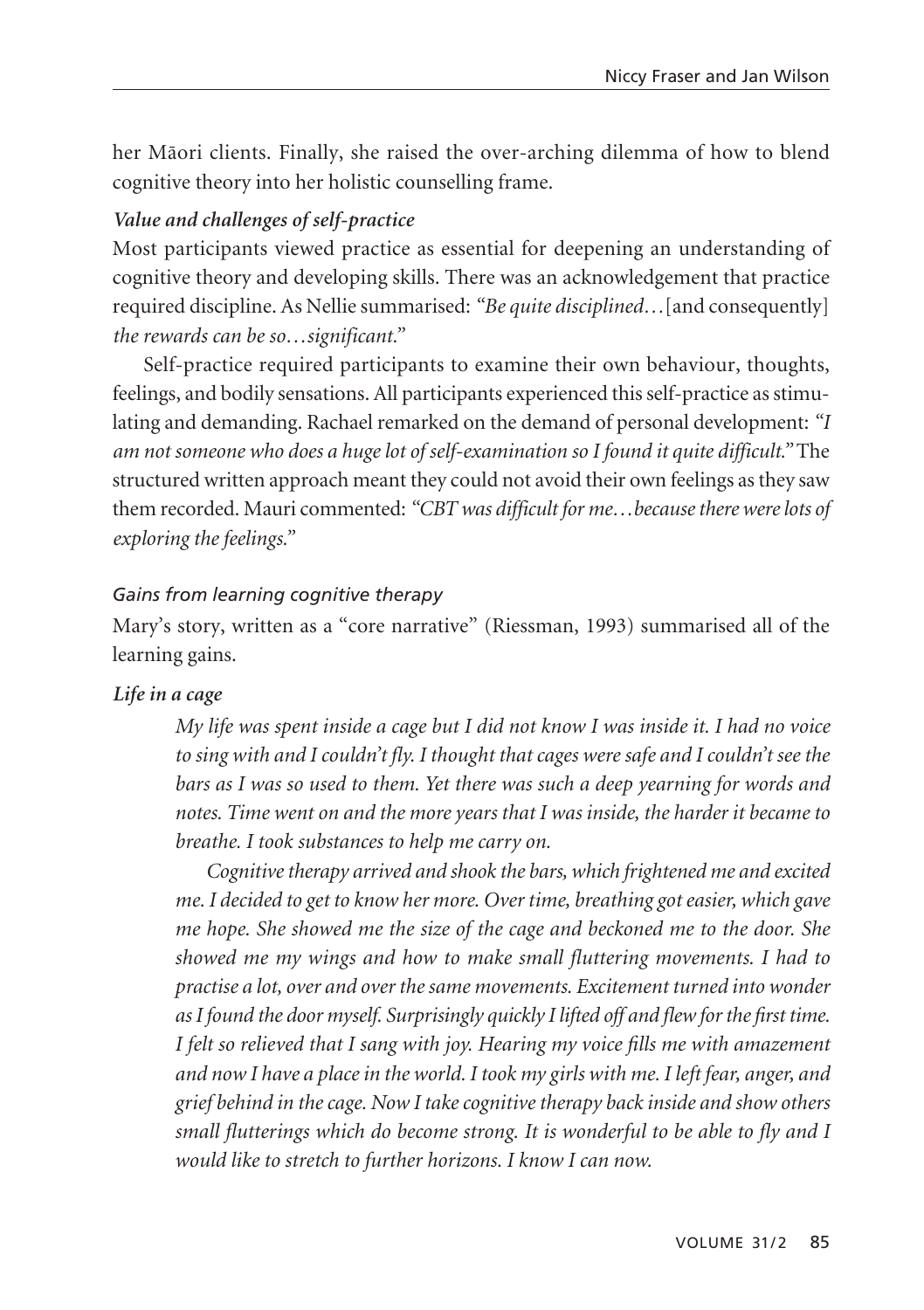her Māori clients. Finally, she raised the over-arching dilemma of how to blend cognitive theory into her holistic counselling frame.

***Value and challenges of self-practice***

Most participants viewed practice as essential for deepening an understanding of cognitive theory and developing skills. There was an acknowledgement that practice required discipline. As Nellie summarised: *"Be quite disciplined…*[and consequently] *the rewards can be so…significant."*

Self-practice required participants to examine their own behaviour, thoughts, feelings, and bodily sensations. All participants experienced this self-practice as stimulating and demanding. Rachael remarked on the demand of personal development: *"I am not someone who does a huge lot of self-examination so I found it quite difficult."* The structured written approach meant they could not avoid their own feelings as they saw them recorded. Mauri commented: *"CBT was difficult for me…because there were lots of exploring the feelings."*

*Gains from learning cognitive therapy*

Mary's story, written as a "core narrative" (Riessman, 1993) summarised all of the learning gains.

***Life in a cage***

> *My life was spent inside a cage but I did not know I was inside it. I had no voice to sing with and I couldn't fly. I thought that cages were safe and I couldn't see the bars as I was so used to them. Yet there was such a deep yearning for words and notes. Time went on and the more years that I was inside, the harder it became to breathe. I took substances to help me carry on.*
>
> *Cognitive therapy arrived and shook the bars, which frightened me and excited me. I decided to get to know her more. Over time, breathing got easier, which gave me hope. She showed me the size of the cage and beckoned me to the door. She showed me my wings and how to make small fluttering movements. I had to practise a lot, over and over the same movements. Excitement turned into wonder as I found the door myself. Surprisingly quickly I lifted off and flew for the first time. I felt so relieved that I sang with joy. Hearing my voice fills me with amazement and now I have a place in the world. I took my girls with me. I left fear, anger, and grief behind in the cage. Now I take cognitive therapy back inside and show others small flutterings which do become strong. It is wonderful to be able to fly and I would like to stretch to further horizons. I know I can now.*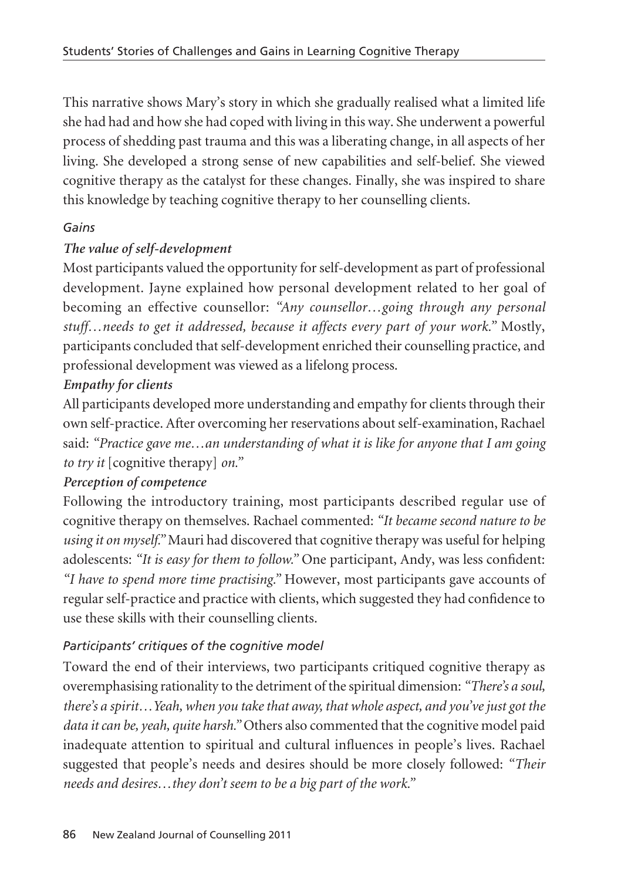This narrative shows Mary's story in which she gradually realised what a limited life she had had and how she had coped with living in this way. She underwent a powerful process of shedding past trauma and this was a liberating change, in all aspects of her living. She developed a strong sense of new capabilities and self-belief. She viewed cognitive therapy as the catalyst for these changes. Finally, she was inspired to share this knowledge by teaching cognitive therapy to her counselling clients.

*Gains*

***The value of self-development***

Most participants valued the opportunity for self-development as part of professional development. Jayne explained how personal development related to her goal of becoming an effective counsellor: *"Any counsellor…going through any personal stuff…needs to get it addressed, because it affects every part of your work."* Mostly, participants concluded that self-development enriched their counselling practice, and professional development was viewed as a lifelong process.

***Empathy for clients***

All participants developed more understanding and empathy for clients through their own self-practice. After overcoming her reservations about self-examination, Rachael said: *"Practice gave me…an understanding of what it is like for anyone that I am going to try it* [cognitive therapy] *on."*

***Perception of competence***

Following the introductory training, most participants described regular use of cognitive therapy on themselves. Rachael commented: *"It became second nature to be using it on myself."* Mauri had discovered that cognitive therapy was useful for helping adolescents: *"It is easy for them to follow."* One participant, Andy, was less confident: *"I have to spend more time practising."* However, most participants gave accounts of regular self-practice and practice with clients, which suggested they had confidence to use these skills with their counselling clients.

*Participants' critiques of the cognitive model*

Toward the end of their interviews, two participants critiqued cognitive therapy as overemphasising rationality to the detriment of the spiritual dimension: *"There's a soul, there's a spirit…Yeah, when you take that away, that whole aspect, and you've just got the data it can be, yeah, quite harsh."* Others also commented that the cognitive model paid inadequate attention to spiritual and cultural influences in people's lives. Rachael suggested that people's needs and desires should be more closely followed: *"Their needs and desires…they don't seem to be a big part of the work."*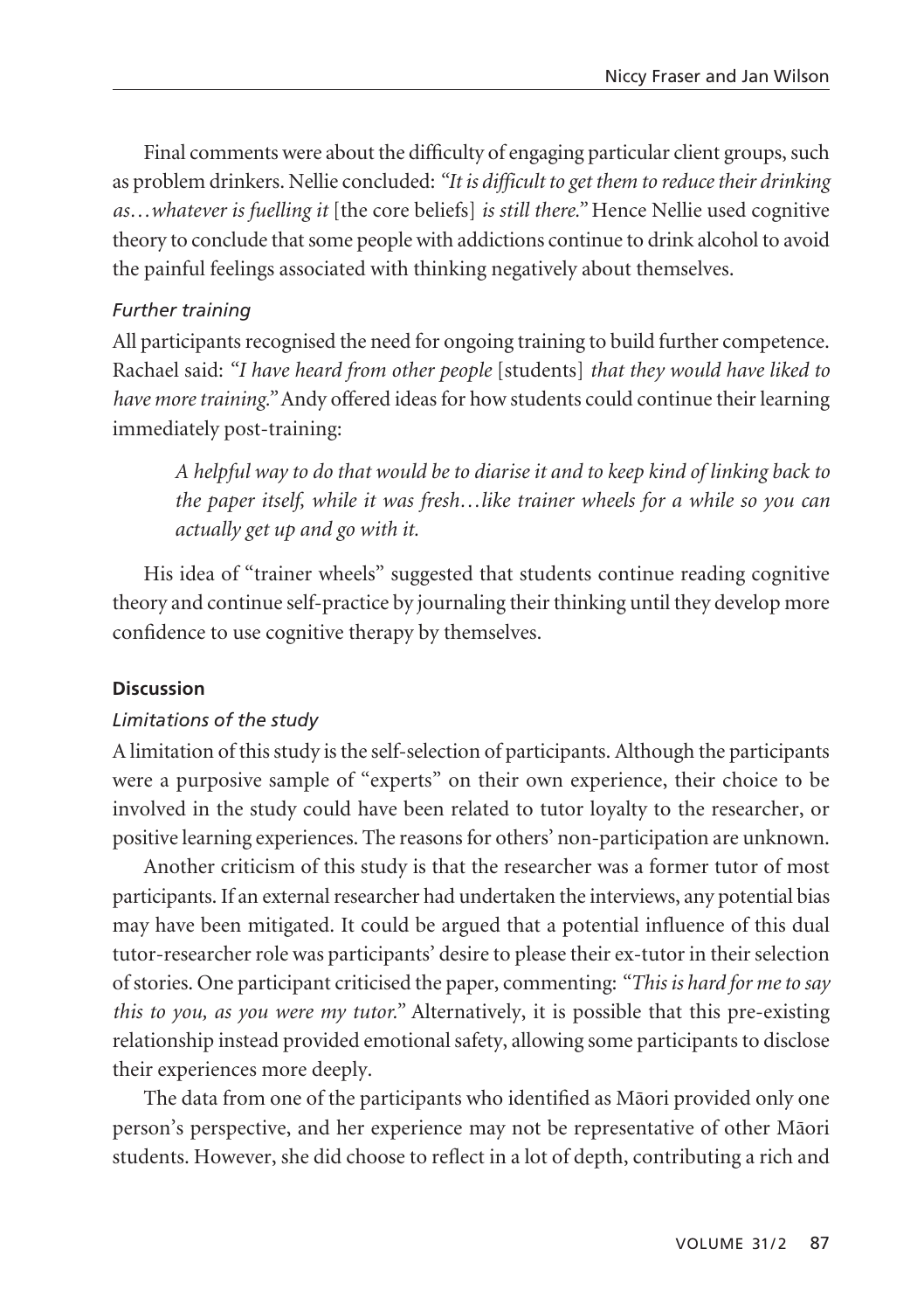Final comments were about the difficulty of engaging particular client groups, such as problem drinkers. Nellie concluded: *"It is difficult to get them to reduce their drinking as…whatever is fuelling it* [the core beliefs] *is still there."* Hence Nellie used cognitive theory to conclude that some people with addictions continue to drink alcohol to avoid the painful feelings associated with thinking negatively about themselves.

### *Further training*

All participants recognised the need for ongoing training to build further competence. Rachael said: *"I have heard from other people* [students] *that they would have liked to have more training."* Andy offered ideas for how students could continue their learning immediately post-training:

> *A helpful way to do that would be to diarise it and to keep kind of linking back to the paper itself, while it was fresh…like trainer wheels for a while so you can actually get up and go with it.*

His idea of "trainer wheels" suggested that students continue reading cognitive theory and continue self-practice by journaling their thinking until they develop more confidence to use cognitive therapy by themselves.

## **Discussion**

### *Limitations of the study*

A limitation of this study is the self-selection of participants. Although the participants were a purposive sample of "experts" on their own experience, their choice to be involved in the study could have been related to tutor loyalty to the researcher, or positive learning experiences. The reasons for others' non-participation are unknown.

Another criticism of this study is that the researcher was a former tutor of most participants. If an external researcher had undertaken the interviews, any potential bias may have been mitigated. It could be argued that a potential influence of this dual tutor-researcher role was participants' desire to please their ex-tutor in their selection of stories. One participant criticised the paper, commenting: *"This is hard for me to say this to you, as you were my tutor."* Alternatively, it is possible that this pre-existing relationship instead provided emotional safety, allowing some participants to disclose their experiences more deeply.

The data from one of the participants who identified as Māori provided only one person's perspective, and her experience may not be representative of other Māori students. However, she did choose to reflect in a lot of depth, contributing a rich and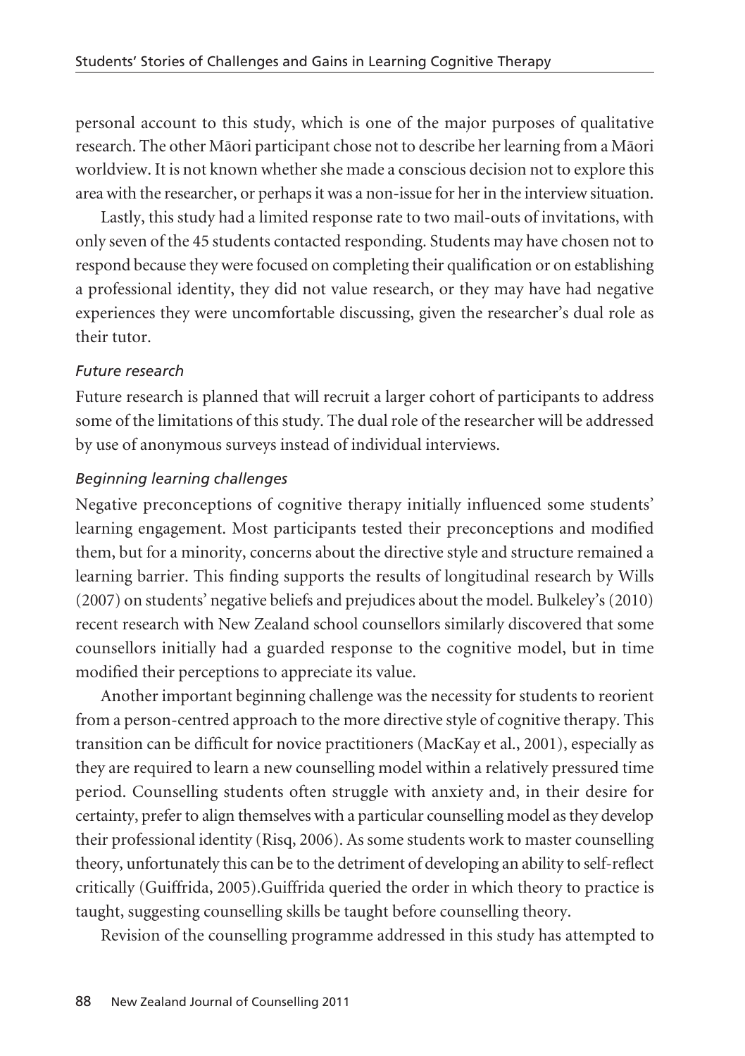personal account to this study, which is one of the major purposes of qualitative research. The other Māori participant chose not to describe her learning from a Māori worldview. It is not known whether she made a conscious decision not to explore this area with the researcher, or perhaps it was a non-issue for her in the interview situation.

Lastly, this study had a limited response rate to two mail-outs of invitations, with only seven of the 45 students contacted responding. Students may have chosen not to respond because they were focused on completing their qualification or on establishing a professional identity, they did not value research, or they may have had negative experiences they were uncomfortable discussing, given the researcher's dual role as their tutor.

*Future research*

Future research is planned that will recruit a larger cohort of participants to address some of the limitations of this study. The dual role of the researcher will be addressed by use of anonymous surveys instead of individual interviews.

*Beginning learning challenges*

Negative preconceptions of cognitive therapy initially influenced some students' learning engagement. Most participants tested their preconceptions and modified them, but for a minority, concerns about the directive style and structure remained a learning barrier. This finding supports the results of longitudinal research by Wills (2007) on students' negative beliefs and prejudices about the model. Bulkeley's (2010) recent research with New Zealand school counsellors similarly discovered that some counsellors initially had a guarded response to the cognitive model, but in time modified their perceptions to appreciate its value.

Another important beginning challenge was the necessity for students to reorient from a person-centred approach to the more directive style of cognitive therapy. This transition can be difficult for novice practitioners (MacKay et al., 2001), especially as they are required to learn a new counselling model within a relatively pressured time period. Counselling students often struggle with anxiety and, in their desire for certainty, prefer to align themselves with a particular counselling model as they develop their professional identity (Risq, 2006). As some students work to master counselling theory, unfortunately this can be to the detriment of developing an ability to self-reflect critically (Guiffrida, 2005).Guiffrida queried the order in which theory to practice is taught, suggesting counselling skills be taught before counselling theory.

Revision of the counselling programme addressed in this study has attempted to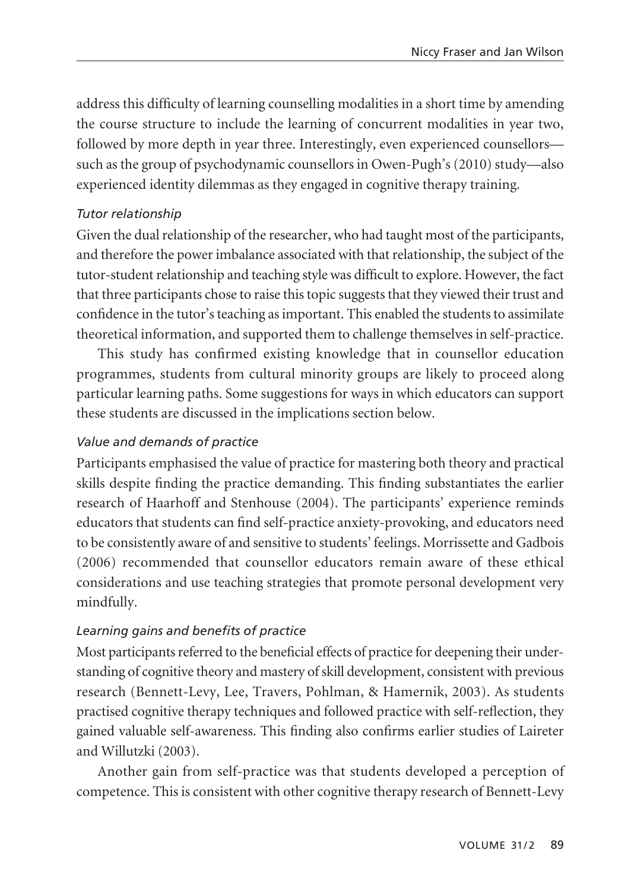address this difficulty of learning counselling modalities in a short time by amending the course structure to include the learning of concurrent modalities in year two, followed by more depth in year three. Interestingly, even experienced counsellors—such as the group of psychodynamic counsellors in Owen-Pugh's (2010) study—also experienced identity dilemmas as they engaged in cognitive therapy training.

*Tutor relationship*

Given the dual relationship of the researcher, who had taught most of the participants, and therefore the power imbalance associated with that relationship, the subject of the tutor-student relationship and teaching style was difficult to explore. However, the fact that three participants chose to raise this topic suggests that they viewed their trust and confidence in the tutor's teaching as important. This enabled the students to assimilate theoretical information, and supported them to challenge themselves in self-practice.

This study has confirmed existing knowledge that in counsellor education programmes, students from cultural minority groups are likely to proceed along particular learning paths. Some suggestions for ways in which educators can support these students are discussed in the implications section below.

*Value and demands of practice*

Participants emphasised the value of practice for mastering both theory and practical skills despite finding the practice demanding. This finding substantiates the earlier research of Haarhoff and Stenhouse (2004). The participants' experience reminds educators that students can find self-practice anxiety-provoking, and educators need to be consistently aware of and sensitive to students' feelings. Morrissette and Gadbois (2006) recommended that counsellor educators remain aware of these ethical considerations and use teaching strategies that promote personal development very mindfully.

*Learning gains and benefits of practice*

Most participants referred to the beneficial effects of practice for deepening their understanding of cognitive theory and mastery of skill development, consistent with previous research (Bennett-Levy, Lee, Travers, Pohlman, & Hamernik, 2003). As students practised cognitive therapy techniques and followed practice with self-reflection, they gained valuable self-awareness. This finding also confirms earlier studies of Laireter and Willutzki (2003).

Another gain from self-practice was that students developed a perception of competence. This is consistent with other cognitive therapy research of Bennett-Levy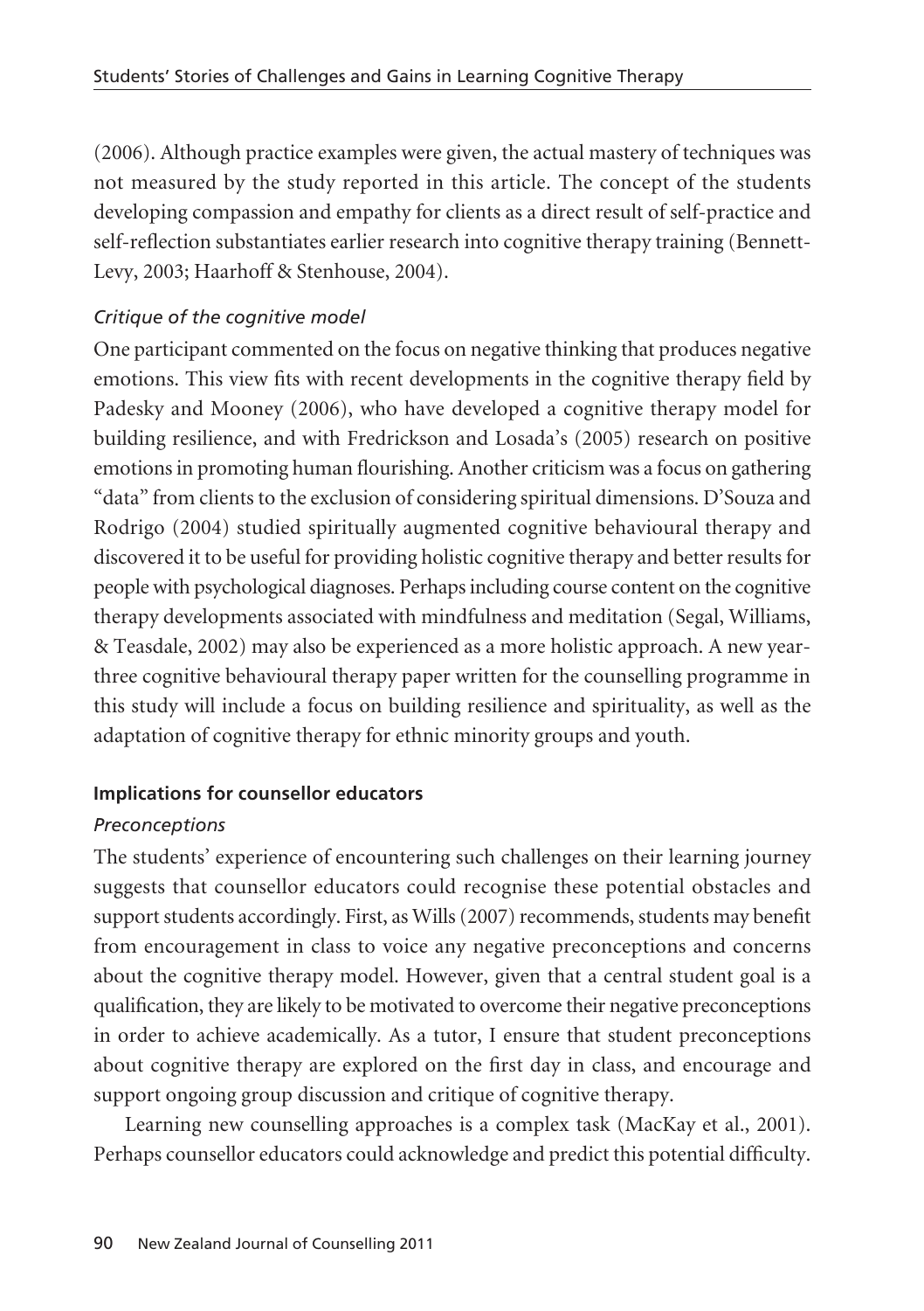(2006). Although practice examples were given, the actual mastery of techniques was not measured by the study reported in this article. The concept of the students developing compassion and empathy for clients as a direct result of self-practice and self-reflection substantiates earlier research into cognitive therapy training (Bennett-Levy, 2003; Haarhoff & Stenhouse, 2004).

### *Critique of the cognitive model*

One participant commented on the focus on negative thinking that produces negative emotions. This view fits with recent developments in the cognitive therapy field by Padesky and Mooney (2006), who have developed a cognitive therapy model for building resilience, and with Fredrickson and Losada's (2005) research on positive emotions in promoting human flourishing. Another criticism was a focus on gathering "data" from clients to the exclusion of considering spiritual dimensions. D'Souza and Rodrigo (2004) studied spiritually augmented cognitive behavioural therapy and discovered it to be useful for providing holistic cognitive therapy and better results for people with psychological diagnoses. Perhaps including course content on the cognitive therapy developments associated with mindfulness and meditation (Segal, Williams, & Teasdale, 2002) may also be experienced as a more holistic approach. A new year-three cognitive behavioural therapy paper written for the counselling programme in this study will include a focus on building resilience and spirituality, as well as the adaptation of cognitive therapy for ethnic minority groups and youth.

## **Implications for counsellor educators**

### *Preconceptions*

The students' experience of encountering such challenges on their learning journey suggests that counsellor educators could recognise these potential obstacles and support students accordingly. First, as Wills (2007) recommends, students may benefit from encouragement in class to voice any negative preconceptions and concerns about the cognitive therapy model. However, given that a central student goal is a qualification, they are likely to be motivated to overcome their negative preconceptions in order to achieve academically. As a tutor, I ensure that student preconceptions about cognitive therapy are explored on the first day in class, and encourage and support ongoing group discussion and critique of cognitive therapy.

Learning new counselling approaches is a complex task (MacKay et al., 2001). Perhaps counsellor educators could acknowledge and predict this potential difficulty.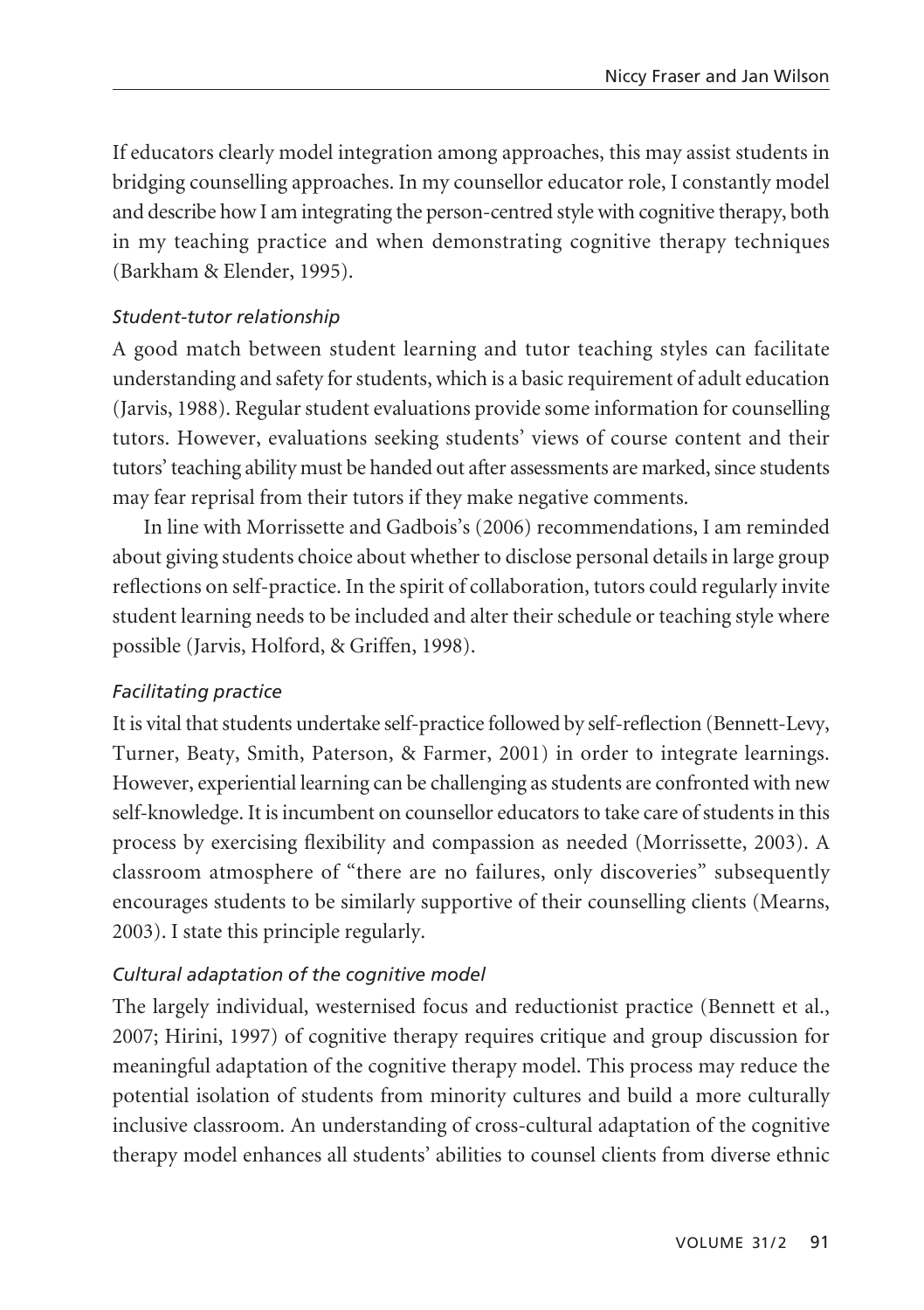If educators clearly model integration among approaches, this may assist students in bridging counselling approaches. In my counsellor educator role, I constantly model and describe how I am integrating the person-centred style with cognitive therapy, both in my teaching practice and when demonstrating cognitive therapy techniques (Barkham & Elender, 1995).

### *Student-tutor relationship*

A good match between student learning and tutor teaching styles can facilitate understanding and safety for students, which is a basic requirement of adult education (Jarvis, 1988). Regular student evaluations provide some information for counselling tutors. However, evaluations seeking students' views of course content and their tutors' teaching ability must be handed out after assessments are marked, since students may fear reprisal from their tutors if they make negative comments.

In line with Morrissette and Gadbois's (2006) recommendations, I am reminded about giving students choice about whether to disclose personal details in large group reflections on self-practice. In the spirit of collaboration, tutors could regularly invite student learning needs to be included and alter their schedule or teaching style where possible (Jarvis, Holford, & Griffen, 1998).

### *Facilitating practice*

It is vital that students undertake self-practice followed by self-reflection (Bennett-Levy, Turner, Beaty, Smith, Paterson, & Farmer, 2001) in order to integrate learnings. However, experiential learning can be challenging as students are confronted with new self-knowledge. It is incumbent on counsellor educators to take care of students in this process by exercising flexibility and compassion as needed (Morrissette, 2003). A classroom atmosphere of "there are no failures, only discoveries" subsequently encourages students to be similarly supportive of their counselling clients (Mearns, 2003). I state this principle regularly.

### *Cultural adaptation of the cognitive model*

The largely individual, westernised focus and reductionist practice (Bennett et al., 2007; Hirini, 1997) of cognitive therapy requires critique and group discussion for meaningful adaptation of the cognitive therapy model. This process may reduce the potential isolation of students from minority cultures and build a more culturally inclusive classroom. An understanding of cross-cultural adaptation of the cognitive therapy model enhances all students' abilities to counsel clients from diverse ethnic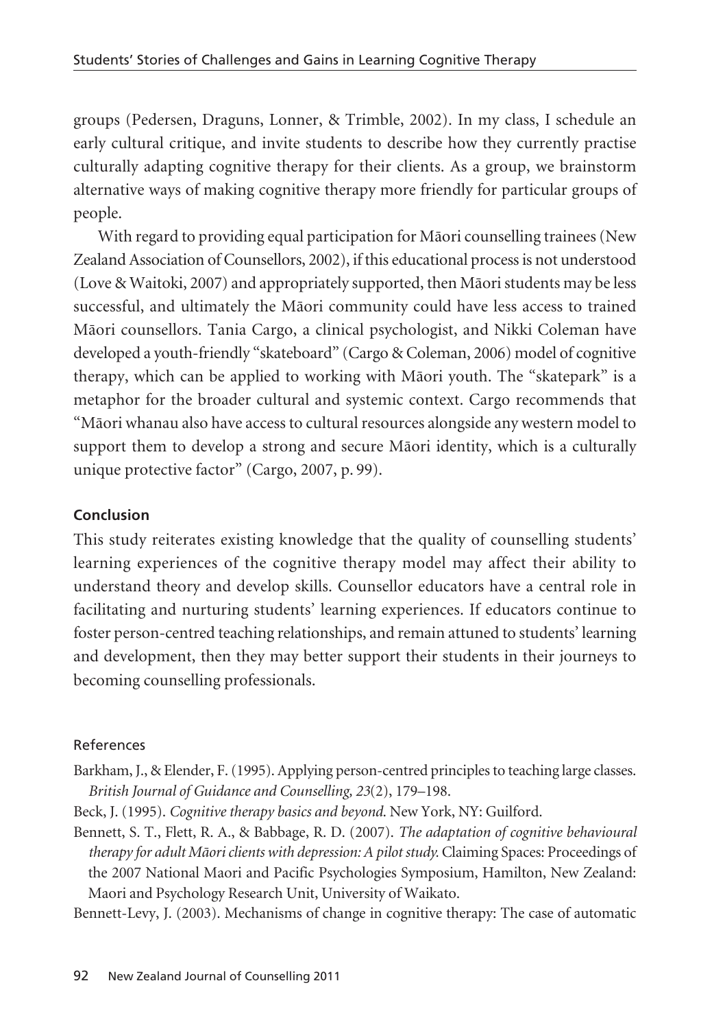groups (Pedersen, Draguns, Lonner, & Trimble, 2002). In my class, I schedule an early cultural critique, and invite students to describe how they currently practise culturally adapting cognitive therapy for their clients. As a group, we brainstorm alternative ways of making cognitive therapy more friendly for particular groups of people.

With regard to providing equal participation for Māori counselling trainees (New Zealand Association of Counsellors, 2002), if this educational process is not understood (Love & Waitoki, 2007) and appropriately supported, then Māori students may be less successful, and ultimately the Māori community could have less access to trained Māori counsellors. Tania Cargo, a clinical psychologist, and Nikki Coleman have developed a youth-friendly "skateboard" (Cargo & Coleman, 2006) model of cognitive therapy, which can be applied to working with Māori youth. The "skatepark" is a metaphor for the broader cultural and systemic context. Cargo recommends that "Māori whanau also have access to cultural resources alongside any western model to support them to develop a strong and secure Māori identity, which is a culturally unique protective factor" (Cargo, 2007, p. 99).

## Conclusion

This study reiterates existing knowledge that the quality of counselling students' learning experiences of the cognitive therapy model may affect their ability to understand theory and develop skills. Counsellor educators have a central role in facilitating and nurturing students' learning experiences. If educators continue to foster person-centred teaching relationships, and remain attuned to students' learning and development, then they may better support their students in their journeys to becoming counselling professionals.

## References

Barkham, J., & Elender, F. (1995). Applying person-centred principles to teaching large classes. *British Journal of Guidance and Counselling, 23*(2), 179–198.

Beck, J. (1995). *Cognitive therapy basics and beyond.* New York, NY: Guilford.

Bennett, S. T., Flett, R. A., & Babbage, R. D. (2007). *The adaptation of cognitive behavioural therapy for adult Māori clients with depression: A pilot study.* Claiming Spaces: Proceedings of the 2007 National Maori and Pacific Psychologies Symposium, Hamilton, New Zealand: Maori and Psychology Research Unit, University of Waikato.

Bennett-Levy, J. (2003). Mechanisms of change in cognitive therapy: The case of automatic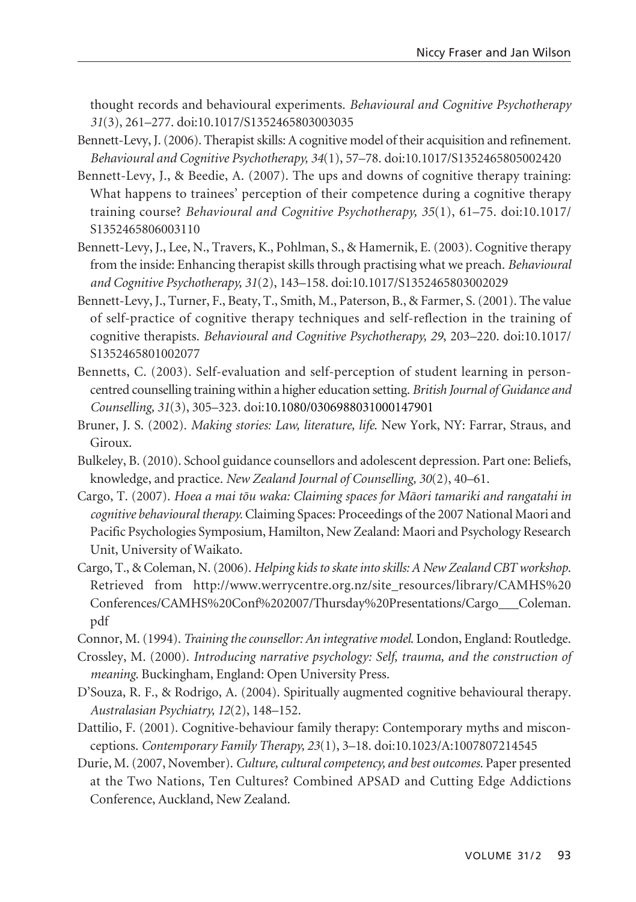thought records and behavioural experiments. *Behavioural and Cognitive Psychotherapy 31*(3), 261–277. doi:10.1017/S1352465803003035

Bennett-Levy, J. (2006). Therapist skills: A cognitive model of their acquisition and refinement. *Behavioural and Cognitive Psychotherapy, 34*(1), 57–78. doi:10.1017/S1352465805002420

Bennett-Levy, J., & Beedie, A. (2007). The ups and downs of cognitive therapy training: What happens to trainees' perception of their competence during a cognitive therapy training course? *Behavioural and Cognitive Psychotherapy, 35*(1), 61–75. doi:10.1017/S1352465806003110

Bennett-Levy, J., Lee, N., Travers, K., Pohlman, S., & Hamernik, E. (2003). Cognitive therapy from the inside: Enhancing therapist skills through practising what we preach. *Behavioural and Cognitive Psychotherapy, 31*(2), 143–158. doi:10.1017/S1352465803002029

Bennett-Levy, J., Turner, F., Beaty, T., Smith, M., Paterson, B., & Farmer, S. (2001). The value of self-practice of cognitive therapy techniques and self-reflection in the training of cognitive therapists. *Behavioural and Cognitive Psychotherapy, 29*, 203–220. doi:10.1017/S1352465801002077

Bennetts, C. (2003). Self-evaluation and self-perception of student learning in person-centred counselling training within a higher education setting. *British Journal of Guidance and Counselling, 31*(3), 305–323. doi:10.1080/0306988031000147901

Bruner, J. S. (2002). *Making stories: Law, literature, life*. New York, NY: Farrar, Straus, and Giroux.

Bulkeley, B. (2010). School guidance counsellors and adolescent depression. Part one: Beliefs, knowledge, and practice. *New Zealand Journal of Counselling, 30*(2), 40–61.

Cargo, T. (2007). *Hoea a mai tōu waka: Claiming spaces for Māori tamariki and rangatahi in cognitive behavioural therapy*. Claiming Spaces: Proceedings of the 2007 National Maori and Pacific Psychologies Symposium, Hamilton, New Zealand: Maori and Psychology Research Unit, University of Waikato.

Cargo, T., & Coleman, N. (2006). *Helping kids to skate into skills: A New Zealand CBT workshop*. Retrieved from http://www.werrycentre.org.nz/site_resources/library/CAMHS%20Conferences/CAMHS%20Conf%202007/Thursday%20Presentations/Cargo___Coleman.pdf

Connor, M. (1994). *Training the counsellor: An integrative model*. London, England: Routledge.

Crossley, M. (2000). *Introducing narrative psychology: Self, trauma, and the construction of meaning*. Buckingham, England: Open University Press.

D'Souza, R. F., & Rodrigo, A. (2004). Spiritually augmented cognitive behavioural therapy. *Australasian Psychiatry, 12*(2), 148–152.

Dattilio, F. (2001). Cognitive-behaviour family therapy: Contemporary myths and misconceptions. *Contemporary Family Therapy, 23*(1), 3–18. doi:10.1023/A:1007807214545

Durie, M. (2007, November). *Culture, cultural competency, and best outcomes*. Paper presented at the Two Nations, Ten Cultures? Combined APSAD and Cutting Edge Addictions Conference, Auckland, New Zealand.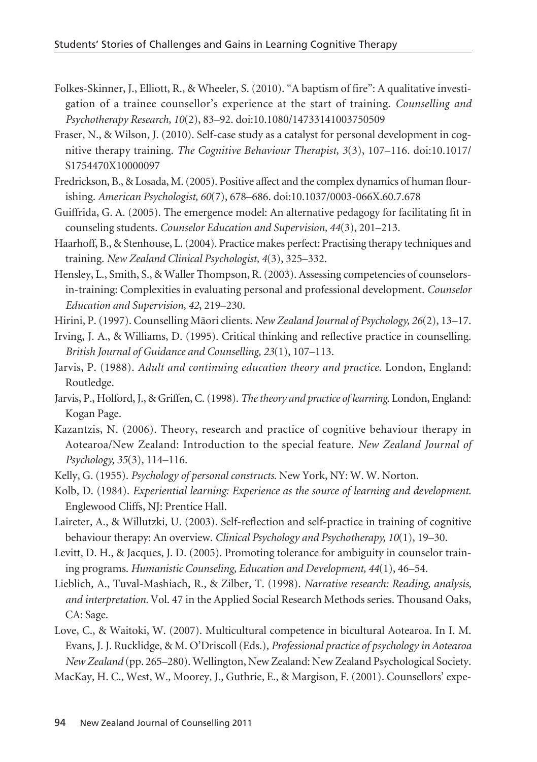Folkes-Skinner, J., Elliott, R., & Wheeler, S. (2010). "A baptism of fire": A qualitative investigation of a trainee counsellor's experience at the start of training. *Counselling and Psychotherapy Research, 10*(2), 83–92. doi:10.1080/14733141003750509

Fraser, N., & Wilson, J. (2010). Self-case study as a catalyst for personal development in cognitive therapy training. *The Cognitive Behaviour Therapist, 3*(3), 107–116. doi:10.1017/S1754470X10000097

Fredrickson, B., & Losada, M. (2005). Positive affect and the complex dynamics of human flourishing. *American Psychologist, 60*(7), 678–686. doi:10.1037/0003-066X.60.7.678

Guiffrida, G. A. (2005). The emergence model: An alternative pedagogy for facilitating fit in counseling students. *Counselor Education and Supervision, 44*(3), 201–213.

Haarhoff, B., & Stenhouse, L. (2004). Practice makes perfect: Practising therapy techniques and training. *New Zealand Clinical Psychologist, 4*(3), 325–332.

Hensley, L., Smith, S., & Waller Thompson, R. (2003). Assessing competencies of counselors-in-training: Complexities in evaluating personal and professional development. *Counselor Education and Supervision, 42*, 219–230.

Hirini, P. (1997). Counselling Māori clients. *New Zealand Journal of Psychology, 26*(2), 13–17.

Irving, J. A., & Williams, D. (1995). Critical thinking and reflective practice in counselling. *British Journal of Guidance and Counselling, 23*(1), 107–113.

Jarvis, P. (1988). *Adult and continuing education theory and practice*. London, England: Routledge.

Jarvis, P., Holford, J., & Griffen, C. (1998). *The theory and practice of learning.* London, England: Kogan Page.

Kazantzis, N. (2006). Theory, research and practice of cognitive behaviour therapy in Aotearoa/New Zealand: Introduction to the special feature. *New Zealand Journal of Psychology, 35*(3), 114–116.

Kelly, G. (1955). *Psychology of personal constructs.* New York, NY: W. W. Norton.

Kolb, D. (1984). *Experiential learning: Experience as the source of learning and development.* Englewood Cliffs, NJ: Prentice Hall.

Laireter, A., & Willutzki, U. (2003). Self-reflection and self-practice in training of cognitive behaviour therapy: An overview. *Clinical Psychology and Psychotherapy, 10*(1), 19–30.

Levitt, D. H., & Jacques, J. D. (2005). Promoting tolerance for ambiguity in counselor training programs. *Humanistic Counseling, Education and Development, 44*(1), 46–54.

Lieblich, A., Tuval-Mashiach, R., & Zilber, T. (1998). *Narrative research: Reading, analysis, and interpretation.* Vol. 47 in the Applied Social Research Methods series. Thousand Oaks, CA: Sage.

Love, C., & Waitoki, W. (2007). Multicultural competence in bicultural Aotearoa. In I. M. Evans, J. J. Rucklidge, & M. O'Driscoll (Eds.), *Professional practice of psychology in Aotearoa New Zealand* (pp. 265–280). Wellington, New Zealand: New Zealand Psychological Society.

MacKay, H. C., West, W., Moorey, J., Guthrie, E., & Margison, F. (2001). Counsellors' expe-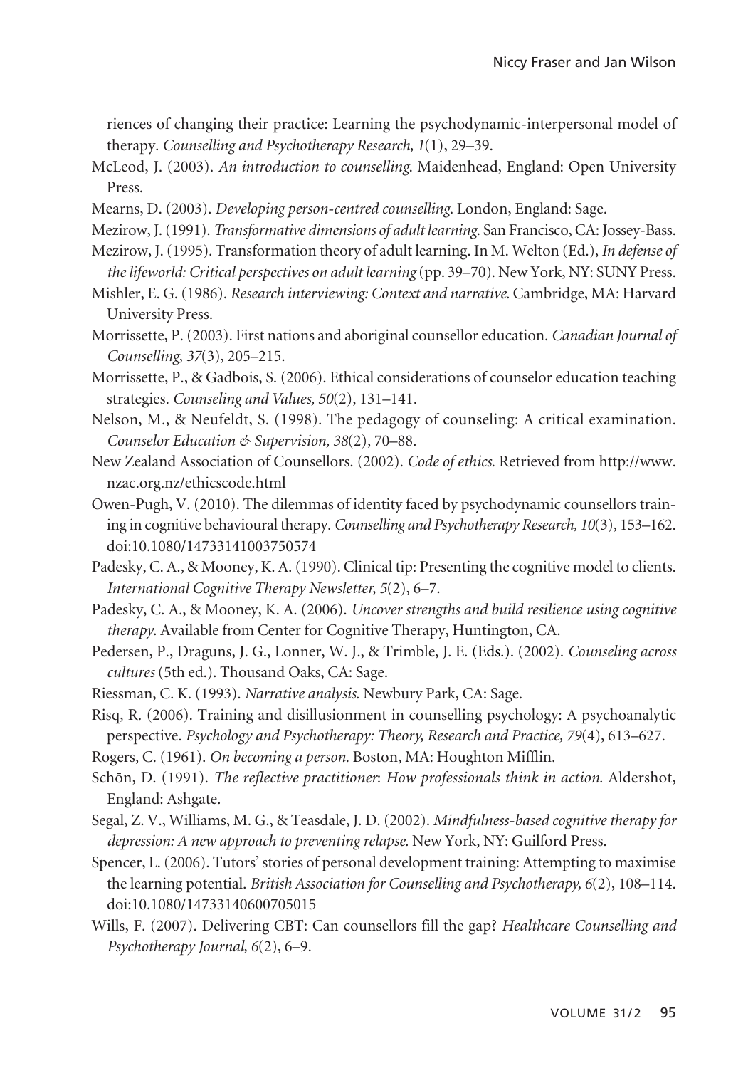riences of changing their practice: Learning the psychodynamic-interpersonal model of therapy. *Counselling and Psychotherapy Research, 1*(1), 29–39.

McLeod, J. (2003). *An introduction to counselling*. Maidenhead, England: Open University Press.

Mearns, D. (2003). *Developing person-centred counselling*. London, England: Sage.

Mezirow, J. (1991). *Transformative dimensions of adult learning*. San Francisco, CA: Jossey-Bass.

Mezirow, J. (1995). Transformation theory of adult learning. In M. Welton (Ed.), *In defense of the lifeworld: Critical perspectives on adult learning* (pp. 39–70). New York, NY: SUNY Press.

Mishler, E. G. (1986). *Research interviewing: Context and narrative*. Cambridge, MA: Harvard University Press.

Morrissette, P. (2003). First nations and aboriginal counsellor education. *Canadian Journal of Counselling, 37*(3), 205–215.

Morrissette, P., & Gadbois, S. (2006). Ethical considerations of counselor education teaching strategies. *Counseling and Values, 50*(2), 131–141.

Nelson, M., & Neufeldt, S. (1998). The pedagogy of counseling: A critical examination. *Counselor Education & Supervision, 38*(2), 70–88.

New Zealand Association of Counsellors. (2002). *Code of ethics*. Retrieved from http://www.nzac.org.nz/ethicscode.html

Owen-Pugh, V. (2010). The dilemmas of identity faced by psychodynamic counsellors training in cognitive behavioural therapy. *Counselling and Psychotherapy Research, 10*(3), 153–162. doi:10.1080/14733141003750574

Padesky, C. A., & Mooney, K. A. (1990). Clinical tip: Presenting the cognitive model to clients. *International Cognitive Therapy Newsletter, 5*(2), 6–7.

Padesky, C. A., & Mooney, K. A. (2006). *Uncover strengths and build resilience using cognitive therapy*. Available from Center for Cognitive Therapy, Huntington, CA.

Pedersen, P., Draguns, J. G., Lonner, W. J., & Trimble, J. E. (Eds.). (2002). *Counseling across cultures* (5th ed.). Thousand Oaks, CA: Sage.

Riessman, C. K. (1993). *Narrative analysis*. Newbury Park, CA: Sage.

Risq, R. (2006). Training and disillusionment in counselling psychology: A psychoanalytic perspective. *Psychology and Psychotherapy: Theory, Research and Practice, 79*(4), 613–627.

Rogers, C. (1961). *On becoming a person*. Boston, MA: Houghton Mifflin.

Schōn, D. (1991). *The reflective practitioner: How professionals think in action*. Aldershot, England: Ashgate.

Segal, Z. V., Williams, M. G., & Teasdale, J. D. (2002). *Mindfulness-based cognitive therapy for depression: A new approach to preventing relapse*. New York, NY: Guilford Press.

Spencer, L. (2006). Tutors' stories of personal development training: Attempting to maximise the learning potential. *British Association for Counselling and Psychotherapy, 6*(2), 108–114. doi:10.1080/14733140600705015

Wills, F. (2007). Delivering CBT: Can counsellors fill the gap? *Healthcare Counselling and Psychotherapy Journal, 6*(2), 6–9.